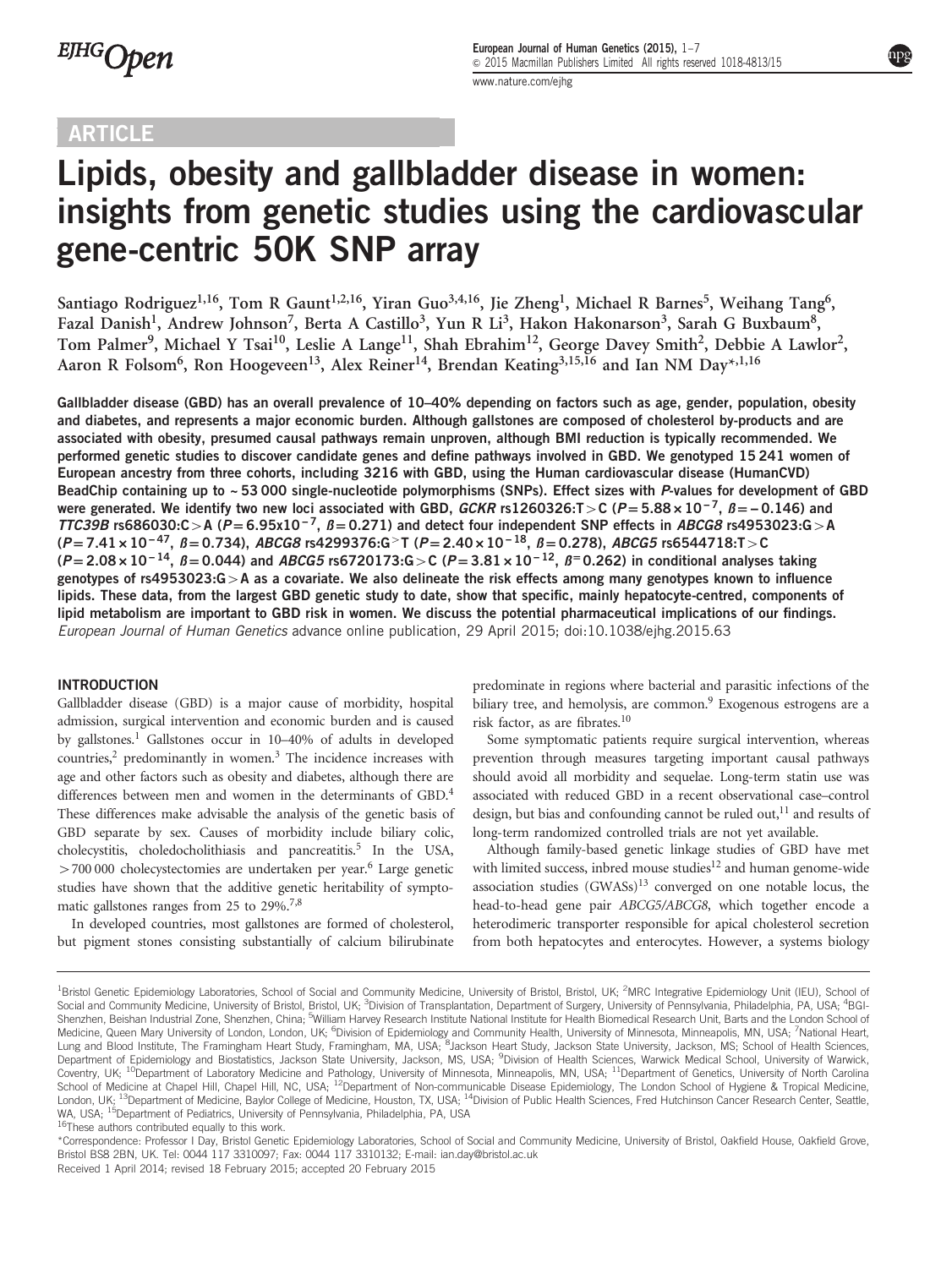ARTICLE

# Lipids, obesity and gallbladder disease in women: insights from genetic studies using the cardiovascular gene-centric 50K SNP array

Santiago Rodriguez[1,16], Tom R Gaunt[1,2,16], Yiran Guo[3,4,16], Jie Zheng[1], Michael R Barnes[5], Weihang Tang[6], Fazal Danish[1], Andrew Johnson[7], Berta A Castillo[3], Yun R Li[3], Hakon Hakonarson[3], Sarah G Buxbaum[8], Tom Palmer[9], Michael Y Tsai[10], Leslie A Lange[11], Shah Ebrahim[12], George Davey Smith[2], Debbie A Lawlor[2], Aaron R Folsom[6], Ron Hoogeveen[13], Alex Reiner[14], Brendan Keating[3,15,16] and Ian NM Day*[1,16]

**Gallbladder disease (GBD) has an overall prevalence of 10–40% depending on factors such as age, gender, population, obesity and diabetes, and represents a major economic burden. Although gallstones are composed of cholesterol by-products and are associated with obesity, presumed causal pathways remain unproven, although BMI reduction is typically recommended. We performed genetic studies to discover candidate genes and define pathways involved in GBD. We genotyped 15 241 women of European ancestry from three cohorts, including 3216 with GBD, using the Human cardiovascular disease (HumanCVD) BeadChip containing up to ~53 000 single-nucleotide polymorphisms (SNPs). Effect sizes with *P*-values for development of GBD were generated. We identify two new loci associated with GBD, *GCKR* rs1260326:T>C ($P = 5.88 \times 10^{-7}$, $\beta = -0.146$) and *TTC39B* rs686030:C>A ($P = 6.95 \times 10^{-7}$, $\beta = 0.271$) and detect four independent SNP effects in *ABCG8* rs4953023:G>A ($P = 7.41 \times 10^{-47}$, $\beta = 0.734$), *ABCG8* rs4299376:G>T ($P = 2.40 \times 10^{-18}$, $\beta = 0.278$), *ABCG5* rs6544718:T>C ($P = 2.08 \times 10^{-14}$, $\beta = 0.044$) and *ABCG5* rs6720173:G>C ($P = 3.81 \times 10^{-12}$, $\beta = 0.262$) in conditional analyses taking genotypes of rs4953023:G>A as a covariate. We also delineate the risk effects among many genotypes known to influence lipids. These data, from the largest GBD genetic study to date, show that specific, mainly hepatocyte-centred, components of lipid metabolism are important to GBD risk in women. We discuss the potential pharmaceutical implications of our findings.**

*European Journal of Human Genetics* advance online publication, 29 April 2015; doi:10.1038/ejhg.2015.63

## INTRODUCTION

Gallbladder disease (GBD) is a major cause of morbidity, hospital admission, surgical intervention and economic burden and is caused by gallstones.[1] Gallstones occur in 10–40% of adults in developed countries,[2] predominantly in women.[3] The incidence increases with age and other factors such as obesity and diabetes, although there are differences between men and women in the determinants of GBD.[4] These differences make advisable the analysis of the genetic basis of GBD separate by sex. Causes of morbidity include biliary colic, cholecystitis, choledocholithiasis and pancreatitis.[5] In the USA, >700 000 cholecystectomies are undertaken per year.[6] Large genetic studies have shown that the additive genetic heritability of symptomatic gallstones ranges from 25 to 29%.[7,8]

In developed countries, most gallstones are formed of cholesterol, but pigment stones consisting substantially of calcium bilirubinate predominate in regions where bacterial and parasitic infections of the biliary tree, and hemolysis, are common.[9] Exogenous estrogens are a risk factor, as are fibrates.[10]

Some symptomatic patients require surgical intervention, whereas prevention through measures targeting important causal pathways should avoid all morbidity and sequelae. Long-term statin use was associated with reduced GBD in a recent observational case–control design, but bias and confounding cannot be ruled out,[11] and results of long-term randomized controlled trials are not yet available.

Although family-based genetic linkage studies of GBD have met with limited success, inbred mouse studies[12] and human genome-wide association studies (GWASs)[13] converged on one notable locus, the head-to-head gene pair *ABCG5/ABCG8*, which together encode a heterodimeric transporter responsible for apical cholesterol secretion from both hepatocytes and enterocytes. However, a systems biology

---

[1]Bristol Genetic Epidemiology Laboratories, School of Social and Community Medicine, University of Bristol, Bristol, UK; [2]MRC Integrative Epidemiology Unit (IEU), School of Social and Community Medicine, University of Bristol, Bristol, UK; [3]Division of Transplantation, Department of Surgery, University of Pennsylvania, Philadelphia, PA, USA; [4]BGI-Shenzhen, Beishan Industrial Zone, Shenzhen, China; [5]William Harvey Research Institute National Institute for Health Biomedical Research Unit, Barts and the London School of Medicine, Queen Mary University of London, London, UK; [6]Division of Epidemiology and Community Health, University of Minnesota, Minneapolis, MN, USA; [7]National Heart, Lung and Blood Institute, The Framingham Heart Study, Framingham, MA, USA; [8]Jackson Heart Study, Jackson State University, Jackson, MS; School of Health Sciences, Department of Epidemiology and Biostatistics, Jackson State University, Jackson, MS, USA; [9]Division of Health Sciences, Warwick Medical School, University of Warwick, Coventry, UK; [10]Department of Laboratory Medicine and Pathology, University of Minnesota, Minneapolis, MN, USA; [11]Department of Genetics, University of North Carolina School of Medicine at Chapel Hill, Chapel Hill, NC, USA; [12]Department of Non-communicable Disease Epidemiology, The London School of Hygiene & Tropical Medicine, London, UK; [13]Department of Medicine, Baylor College of Medicine, Houston, TX, USA; [14]Division of Public Health Sciences, Fred Hutchinson Cancer Research Center, Seattle, WA, USA; [15]Department of Pediatrics, University of Pennsylvania, Philadelphia, PA, USA

[16]These authors contributed equally to this work.

*Correspondence: Professor I Day, Bristol Genetic Epidemiology Laboratories, School of Social and Community Medicine, University of Bristol, Oakfield House, Oakfield Grove, Bristol BS8 2BN, UK. Tel: 0044 117 3310097; Fax: 0044 117 3310132; E-mail: ian.day@bristol.ac.uk

Received 1 April 2014; revised 18 February 2015; accepted 20 February 2015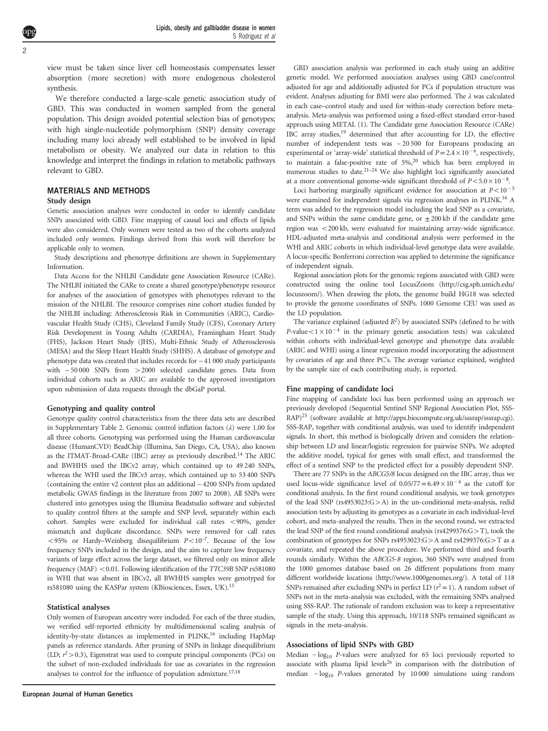view must be taken since liver cell homeostasis compensates lesser absorption (more secretion) with more endogenous cholesterol synthesis.

We therefore conducted a large-scale genetic association study of GBD. This was conducted in women sampled from the general population. This design avoided potential selection bias of genotypes; with high single-nucleotide polymorphism (SNP) density coverage including many loci already well established to be involved in lipid metabolism or obesity. We analyzed our data in relation to this knowledge and interpret the findings in relation to metabolic pathways relevant to GBD.

## MATERIALS AND METHODS

### Study design

Genetic association analyses were conducted in order to identify candidate SNPs associated with GBD. Fine mapping of causal loci and effects of lipids were also considered. Only women were tested as two of the cohorts analyzed included only women. Findings derived from this work will therefore be applicable only to women.

Study descriptions and phenotype definitions are shown in Supplementary Information.

Data Access for the NHLBI Candidate gene Association Resource (CARe). The NHLBI initiated the CARe to create a shared genotype/phenotype resource for analyses of the association of genotypes with phenotypes relevant to the mission of the NHLBI. The resource comprises nine cohort studies funded by the NHLBI including: Atherosclerosis Risk in Communities (ARIC), Cardiovascular Health Study (CHS), Cleveland Family Study (CFS), Coronary Artery Risk Development in Young Adults (CARDIA), Framingham Heart Study (FHS), Jackson Heart Study (JHS), Multi-Ethnic Study of Atherosclerosis (MESA) and the Sleep Heart Health Study (SHHS). A database of genotype and phenotype data was created that includes records for ~41 000 study participants with ~50 000 SNPs from >2000 selected candidate genes. Data from individual cohorts such as ARIC are available to the approved investigators upon submission of data requests through the dbGaP portal.

### Genotyping and quality control

Genotype quality control characteristics from the three data sets are described in Supplementary Table 2. Genomic control inflation factors ($\lambda$) were 1.00 for all three cohorts. Genotyping was performed using the Human cardiovascular disease (HumanCVD) BeadChip (Illumina, San Diego, CA, USA), also known as the ITMAT-Broad-CARe (IBC) array as previously described.[14] The ARIC and BWHHS used the IBCv2 array, which contained up to 49 240 SNPs, whereas the WHI used the IBCv3 array, which contained up to 53 400 SNPs (containing the entire v2 content plus an additional ~4200 SNPs from updated metabolic GWAS findings in the literature from 2007 to 2008). All SNPs were clustered into genotypes using the Illumina Beadstudio software and subjected to quality control filters at the sample and SNP level, separately within each cohort. Samples were excluded for individual call rates <90%, gender mismatch and duplicate discordance. SNPs were removed for call rates <95% or Hardy–Weinberg disequilibrium $P<10^{-7}$. Because of the low frequency SNPs included in the design, and the aim to capture low frequency variants of large effect across the large dataset, we filtered only on minor allele frequency (MAF) <0.01. Following identification of the *TTC39B* SNP rs581080 in WHI that was absent in IBCv2, all BWHHS samples were genotyped for rs581080 using the KASPar system (KBiosciences, Essex, UK).[15]

### Statistical analyses

Only women of European ancestry were included. For each of the three studies, we verified self-reported ethnicity by multidimensional scaling analysis of identity-by-state distances as implemented in PLINK,[16] including HapMap panels as reference standards. After pruning of SNPs in linkage disequilibrium (LD; $r^2>0.3$), Eigenstrat was used to compute principal components (PCs) on the subset of non-excluded individuals for use as covariates in the regression analyses to control for the influence of population admixture.[17,18]

GBD association analysis was performed in each study using an additive genetic model. We performed association analyses using GBD case/control adjusted for age and additionally adjusted for PCs if population structure was evident. Analyses adjusting for BMI were also performed. The $\lambda$ was calculated in each case–control study and used for within-study correction before meta-analysis. Meta-analysis was performed using a fixed-effect standard error-based approach using METAL (1). The Candidate gene Association Resource (CARe) IBC array studies,[19] determined that after accounting for LD, the effective number of independent tests was ~20 500 for Europeans producing an experimental or 'array-wide' statistical threshold of $P=2.4\times10^{-6}$, respectively, to maintain a false-positive rate of 5%,[20] which has been employed in numerous studies to date.[21–24] We also highlight loci significantly associated at a more conventional genome-wide significant threshold of $P<5.0\times10^{-8}$.

Loci harboring marginally significant evidence for association at $P<10^{-5}$ were examined for independent signals via regression analyses in PLINK.[16] A term was added to the regression model including the lead SNP as a covariate, and SNPs within the same candidate gene, or ±200 kb if the candidate gene region was <200 kb, were evaluated for maintaining array-wide significance. HDL-adjusted meta-analysis and conditional analysis were performed in the WHI and ARIC cohorts in which individual-level genotype data were available. A locus-specific Bonferroni correction was applied to determine the significance of independent signals.

Regional association plots for the genomic regions associated with GBD were constructed using the online tool LocusZoom (http://csg.sph.umich.edu/locuszoom/). When drawing the plots, the genome build HG18 was selected to provide the genome coordinates of SNPs. 1000 Genome CEU was used as the LD population.

The variance explained (adjusted $R^2$) by associated SNPs (defined to be with $P$-value$<1\times10^{-4}$ in the primary genetic association tests) was calculated within cohorts with individual-level genotype and phenotype data available (ARIC and WHI) using a linear regression model incorporating the adjustment by covariates of age and three PC's. The average variance explained, weighted by the sample size of each contributing study, is reported.

### Fine mapping of candidate loci

Fine mapping of candidate loci has been performed using an approach we previously developed (Sequential Sentinel SNP Regional Association Plot, SSS-RAP)[25] (software available at http://apps.biocompute.org.uk/sssrap/sssrap.cgi). SSS-RAP, together with conditional analysis, was used to identify independent signals. In short, this method is biologically driven and considers the relationship between LD and linear/logistic regression for pairwise SNPs. We adopted the additive model, typical for genes with small effect, and transformed the effect of a sentinel SNP to the predicted effect for a possibly dependent SNP.

There are 77 SNPs in the *ABCG5/8* locus designed on the IBC array, thus we used locus-wide significance level of $0.05/77=6.49\times10^{-4}$ as the cutoff for conditional analysis. In the first round conditional analysis, we took genotypes of the lead SNP (rs4953023:G>A) in the un-conditional meta-analysis, redid association tests by adjusting its genotypes as a covariate in each individual-level cohort, and meta-analyzed the results. Then in the second round, we extracted the lead SNP of the first round conditional analysis (rs4299376:G>T), took the combination of genotypes for SNPs rs4953023:G>A and rs4299376:G>T as a covariate, and repeated the above procedure. We performed third and fourth rounds similarly. Within the *ABCG5-8* region, 360 SNPs were analysed from the 1000 genomes database based on 26 different populations from many different worldwide locations (http://www.1000genomes.org/). A total of 118 SNPs remained after excluding SNPs in perfect LD ($r^2=1$). A random subset of SNPs not in the meta-analysis was excluded, with the remaining SNPs analysed using SSS-RAP. The rationale of random exclusion was to keep a representative sample of the study. Using this approach, 10/118 SNPs remained significant as signals in the meta-analysis.

### Associations of lipid SNPs with GBD

Median $-\log_{10}$ $P$-values were analyzed for 65 loci previously reported to associate with plasma lipid levels[26] in comparison with the distribution of median $-\log_{10}$ $P$-values generated by 10 000 simulations using random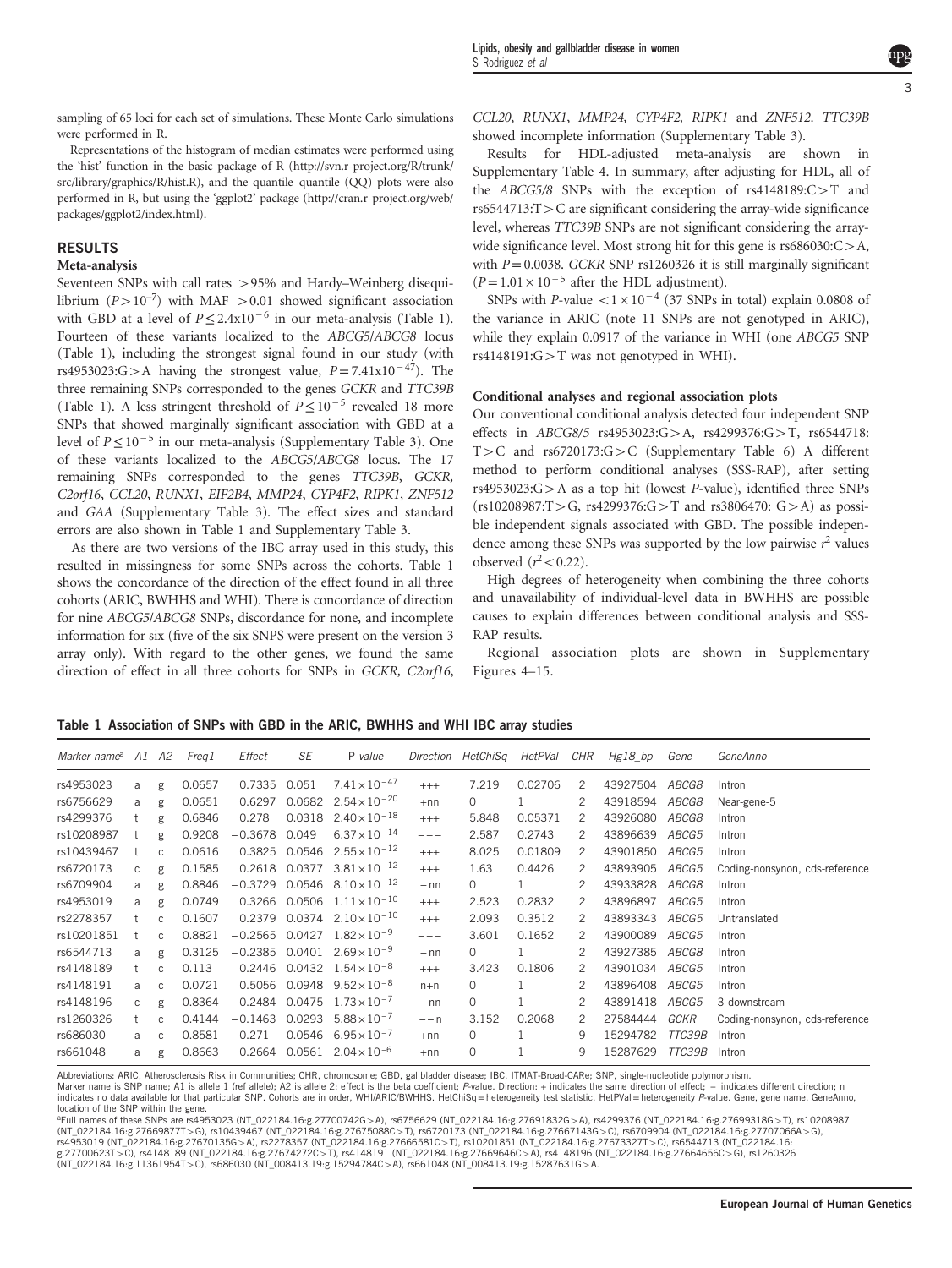sampling of 65 loci for each set of simulations. These Monte Carlo simulations were performed in R.

Representations of the histogram of median estimates were performed using the 'hist' function in the basic package of R (http://svn.r-project.org/R/trunk/src/library/graphics/R/hist.R), and the quantile–quantile (QQ) plots were also performed in R, but using the 'ggplot2' package (http://cran.r-project.org/web/packages/ggplot2/index.html).

## RESULTS

### Meta-analysis

Seventeen SNPs with call rates >95% and Hardy–Weinberg disequilibrium ($P>10^{-7}$) with MAF >0.01 showed significant association with GBD at a level of $P\leq 2.4\text{x}10^{-6}$ in our meta-analysis (Table 1). Fourteen of these variants localized to the *ABCG5*/*ABCG8* locus (Table 1), including the strongest signal found in our study (with rs4953023:G>A having the strongest value, $P=7.41\text{x}10^{-47}$). The three remaining SNPs corresponded to the genes *GCKR* and *TTC39B* (Table 1). A less stringent threshold of $P\leq 10^{-5}$ revealed 18 more SNPs that showed marginally significant association with GBD at a level of $P\leq 10^{-5}$ in our meta-analysis (Supplementary Table 3). One of these variants localized to the *ABCG5*/*ABCG8* locus. The 17 remaining SNPs corresponded to the genes *TTC39B*, *GCKR*, *C2orf16*, *CCL20*, *RUNX1*, *EIF2B4*, *MMP24*, *CYP4F2*, *RIPK1*, *ZNF512* and *GAA* (Supplementary Table 3). The effect sizes and standard errors are also shown in Table 1 and Supplementary Table 3.

As there are two versions of the IBC array used in this study, this resulted in missingness for some SNPs across the cohorts. Table 1 shows the concordance of the direction of the effect found in all three cohorts (ARIC, BWHHS and WHI). There is concordance of direction for nine *ABCG5*/*ABCG8* SNPs, discordance for none, and incomplete information for six (five of the six SNPS were present on the version 3 array only). With regard to the other genes, we found the same direction of effect in all three cohorts for SNPs in *GCKR*, *C2orf16*, *CCL20*, *RUNX1*, *MMP24*, *CYP4F2*, *RIPK1* and *ZNF512*. *TTC39B* showed incomplete information (Supplementary Table 3).

Results for HDL-adjusted meta-analysis are shown in Supplementary Table 4. In summary, after adjusting for HDL, all of the *ABCG5/8* SNPs with the exception of rs4148189:C>T and rs6544713:T>C are significant considering the array-wide significance level, whereas *TTC39B* SNPs are not significant considering the array-wide significance level. Most strong hit for this gene is rs686030:C>A, with $P=0.0038$. *GCKR* SNP rs1260326 it is still marginally significant ($P=1.01\times 10^{-5}$ after the HDL adjustment).

SNPs with *P*-value $<1\times 10^{-4}$ (37 SNPs in total) explain 0.0808 of the variance in ARIC (note 11 SNPs are not genotyped in ARIC), while they explain 0.0917 of the variance in WHI (one *ABCG5* SNP rs4148191:G>T was not genotyped in WHI).

### Conditional analyses and regional association plots

Our conventional conditional analysis detected four independent SNP effects in *ABCG8/5* rs4953023:G>A, rs4299376:G>T, rs6544718: T>C and rs6720173:G>C (Supplementary Table 6) A different method to perform conditional analyses (SSS-RAP), after setting rs4953023:G>A as a top hit (lowest *P*-value), identified three SNPs (rs10208987:T>G, rs4299376:G>T and rs3806470: G>A) as possible independent signals associated with GBD. The possible independence among these SNPs was supported by the low pairwise $r^2$ values observed ($r^2<0.22$).

High degrees of heterogeneity when combining the three cohorts and unavailability of individual-level data in BWHHS are possible causes to explain differences between conditional analysis and SSS-RAP results.

Regional association plots are shown in Supplementary Figures 4–15.

**Table 1 Association of SNPs with GBD in the ARIC, BWHHS and WHI IBC array studies**

| Marker name[a] | A1 | A2 | Freq1 | Effect | SE | P-value | Direction | HetChiSq | HetPVal | CHR | Hg18_bp | Gene | GeneAnno |
|---|---|---|---|---|---|---|---|---|---|---|---|---|---|
| rs4953023 | a | g | 0.0657 | 0.7335 | 0.051 | $7.41\times 10^{-47}$ | +++ | 7.219 | 0.02706 | 2 | 43927504 | *ABCG8* | Intron |
| rs6756629 | a | g | 0.0651 | 0.6297 | 0.0682 | $2.54\times 10^{-20}$ | +nn | 0 | 1 | 2 | 43918594 | *ABCG8* | Near-gene-5 |
| rs4299376 | t | g | 0.6846 | 0.278 | 0.0318 | $2.40\times 10^{-18}$ | +++ | 5.848 | 0.05371 | 2 | 43926080 | *ABCG8* | Intron |
| rs10208987 | t | g | 0.9208 | −0.3678 | 0.049 | $6.37\times 10^{-14}$ | −−− | 2.587 | 0.2743 | 2 | 43896639 | *ABCG5* | Intron |
| rs10439467 | t | c | 0.0616 | 0.3825 | 0.0546 | $2.55\times 10^{-12}$ | +++ | 8.025 | 0.01809 | 2 | 43901850 | *ABCG5* | Intron |
| rs6720173 | c | g | 0.1585 | 0.2618 | 0.0377 | $3.81\times 10^{-12}$ | +++ | 1.63 | 0.4426 | 2 | 43893905 | *ABCG5* | Coding-nonsynon, cds-reference |
| rs6709904 | a | g | 0.8846 | −0.3729 | 0.0546 | $8.10\times 10^{-12}$ | −nn | 0 | 1 | 2 | 43933828 | *ABCG8* | Intron |
| rs4953019 | a | g | 0.0749 | 0.3266 | 0.0506 | $1.11\times 10^{-10}$ | +++ | 2.523 | 0.2832 | 2 | 43896897 | *ABCG5* | Intron |
| rs2278357 | t | c | 0.1607 | 0.2379 | 0.0374 | $2.10\times 10^{-10}$ | +++ | 2.093 | 0.3512 | 2 | 43893343 | *ABCG5* | Untranslated |
| rs10201851 | t | c | 0.8821 | −0.2565 | 0.0427 | $1.82\times 10^{-9}$ | −−− | 3.601 | 0.1652 | 2 | 43900089 | *ABCG5* | Intron |
| rs6544713 | a | g | 0.3125 | −0.2385 | 0.0401 | $2.69\times 10^{-9}$ | −nn | 0 | 1 | 2 | 43927385 | *ABCG8* | Intron |
| rs4148189 | t | c | 0.113 | 0.2446 | 0.0432 | $1.54\times 10^{-8}$ | +++ | 3.423 | 0.1806 | 2 | 43901034 | *ABCG5* | Intron |
| rs4148191 | a | c | 0.0721 | 0.5056 | 0.0948 | $9.52\times 10^{-8}$ | n+n | 0 | 1 | 2 | 43896408 | *ABCG5* | Intron |
| rs4148196 | c | g | 0.8364 | −0.2484 | 0.0475 | $1.73\times 10^{-7}$ | −nn | 0 | 1 | 2 | 43891418 | *ABCG5* | 3 downstream |
| rs1260326 | t | c | 0.4144 | −0.1463 | 0.0293 | $5.88\times 10^{-7}$ | −−n | 3.152 | 0.2068 | 2 | 27584444 | *GCKR* | Coding-nonsynon, cds-reference |
| rs686030 | a | c | 0.8581 | 0.271 | 0.0546 | $6.95\times 10^{-7}$ | +nn | 0 | 1 | 9 | 15294782 | *TTC39B* | Intron |
| rs661048 | a | g | 0.8663 | 0.2664 | 0.0561 | $2.04\times 10^{-6}$ | +nn | 0 | 1 | 9 | 15287629 | *TTC39B* | Intron |

Abbreviations: ARIC, Atherosclerosis Risk in Communities; CHR, chromosome; GBD, gallbladder disease; IBC, ITMAT-Broad-CARe; SNP, single-nucleotide polymorphism.
Marker name is SNP name; A1 is allele 1 (ref allele); A2 is allele 2; effect is the beta coefficient; *P*-value. Direction: + indicates the same direction of effect; − indicates different direction; n indicates no data available for that particular SNP. Cohorts are in order, WHI/ARIC/BWHHS. HetChiSq = heterogeneity test statistic, HetPVal = heterogeneity *P*-value. Gene, gene name, GeneAnno, location of the SNP within the gene.
[a]Full names of these SNPs are rs4953023 (NT_022184.16:g.27700742G>A), rs6756629 (NT_022184.16:g.27691832G>A), rs4299376 (NT_022184.16:g.27699318G>T), rs10208987 (NT_022184.16:g.27669877T>G), rs10439467 (NT_022184.16:g.27675088C>T), rs6720173 (NT_022184.16:g.27667143G>C), rs6709904 (NT_022184.16:g.27707066A>G), rs4953019 (NT_022184.16:g.27670135G>A), rs2278357 (NT_022184.16:g.27666581C>T), rs10201851 (NT_022184.16:g.27673327T>C), rs6544713 (NT_022184.16:g.27700623T>C), rs4148189 (NT_022184.16:g.27674272C>T), rs4148191 (NT_022184.16:g.27669646C>A), rs4148196 (NT_022184.16:g.27664656C>G), rs1260326 (NT_022184.16:g.11361954T>C), rs686030 (NT_008413.19:g.15294784C>A), rs661048 (NT_008413.19:g.15287631G>A.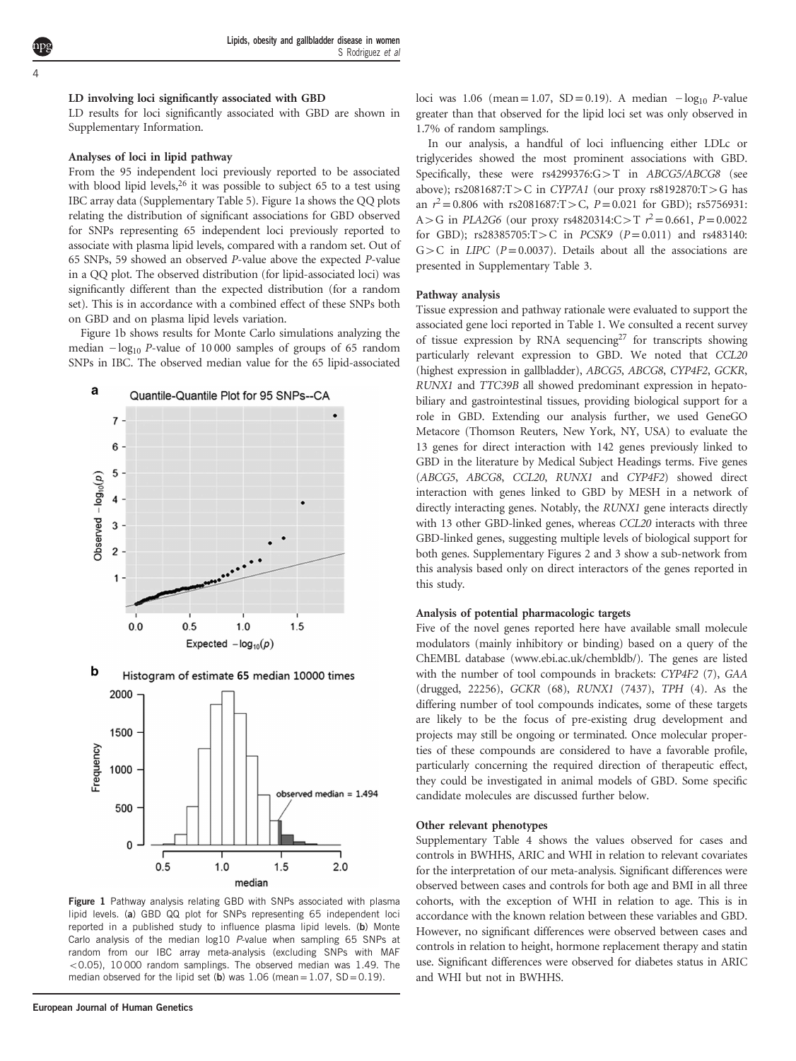### LD involving loci significantly associated with GBD

LD results for loci significantly associated with GBD are shown in Supplementary Information.

### Analyses of loci in lipid pathway

From the 95 independent loci previously reported to be associated with blood lipid levels,[26] it was possible to subject 65 to a test using IBC array data (Supplementary Table 5). Figure 1a shows the QQ plots relating the distribution of significant associations for GBD observed for SNPs representing 65 independent loci previously reported to associate with plasma lipid levels, compared with a random set. Out of 65 SNPs, 59 showed an observed *P*-value above the expected *P*-value in a QQ plot. The observed distribution (for lipid-associated loci) was significantly different than the expected distribution (for a random set). This is in accordance with a combined effect of these SNPs both on GBD and on plasma lipid levels variation.

Figure 1b shows results for Monte Carlo simulations analyzing the median $-\log_{10}$ *P*-value of 10 000 samples of groups of 65 random SNPs in IBC. The observed median value for the 65 lipid-associated loci was 1.06 (mean = 1.07, SD = 0.19). A median $-\log_{10}$ *P*-value greater than that observed for the lipid loci set was only observed in 1.7% of random samplings.

**Figure 1** Pathway analysis relating GBD with SNPs associated with plasma lipid levels. (**a**) GBD QQ plot for SNPs representing 65 independent loci reported in a published study to influence plasma lipid levels. (**b**) Monte Carlo analysis of the median log10 *P*-value when sampling 65 SNPs at random from our IBC array meta-analysis (excluding SNPs with MAF <0.05), 10 000 random samplings. The observed median was 1.49. The median observed for the lipid set (**b**) was 1.06 (mean = 1.07, SD = 0.19).

In our analysis, a handful of loci influencing either LDLc or triglycerides showed the most prominent associations with GBD. Specifically, these were rs4299376:G>T in *ABCG5/ABCG8* (see above); rs2081687:T>C in *CYP7A1* (our proxy rs8192870:T>G has an $r^2 = 0.806$ with rs2081687:T>C, $P = 0.021$ for GBD); rs5756931: A>G in *PLA2G6* (our proxy rs4820314:C>T $r^2 = 0.661$, $P = 0.0022$ for GBD); rs28385705:T>C in *PCSK9* ($P = 0.011$) and rs483140: G>C in *LIPC* ($P = 0.0037$). Details about all the associations are presented in Supplementary Table 3.

### Pathway analysis

Tissue expression and pathway rationale were evaluated to support the associated gene loci reported in Table 1. We consulted a recent survey of tissue expression by RNA sequencing[27] for transcripts showing particularly relevant expression to GBD. We noted that *CCL20* (highest expression in gallbladder), *ABCG5*, *ABCG8*, *CYP4F2*, *GCKR*, *RUNX1* and *TTC39B* all showed predominant expression in hepatobiliary and gastrointestinal tissues, providing biological support for a role in GBD. Extending our analysis further, we used GeneGO Metacore (Thomson Reuters, New York, NY, USA) to evaluate the 13 genes for direct interaction with 142 genes previously linked to GBD in the literature by Medical Subject Headings terms. Five genes (*ABCG5*, *ABCG8*, *CCL20*, *RUNX1* and *CYP4F2*) showed direct interaction with genes linked to GBD by MESH in a network of directly interacting genes. Notably, the *RUNX1* gene interacts directly with 13 other GBD-linked genes, whereas *CCL20* interacts with three GBD-linked genes, suggesting multiple levels of biological support for both genes. Supplementary Figures 2 and 3 show a sub-network from this analysis based only on direct interactors of the genes reported in this study.

### Analysis of potential pharmacologic targets

Five of the novel genes reported here have available small molecule modulators (mainly inhibitory or binding) based on a query of the ChEMBL database (www.ebi.ac.uk/chembldb/). The genes are listed with the number of tool compounds in brackets: *CYP4F2* (7), *GAA* (drugged, 22256), *GCKR* (68), *RUNX1* (7437), *TPH* (4). As the differing number of tool compounds indicates, some of these targets are likely to be the focus of pre-existing drug development and projects may still be ongoing or terminated. Once molecular properties of these compounds are considered to have a favorable profile, particularly concerning the required direction of therapeutic effect, they could be investigated in animal models of GBD. Some specific candidate molecules are discussed further below.

### Other relevant phenotypes

Supplementary Table 4 shows the values observed for cases and controls in BWHHS, ARIC and WHI in relation to relevant covariates for the interpretation of our meta-analysis. Significant differences were observed between cases and controls for both age and BMI in all three cohorts, with the exception of WHI in relation to age. This is in accordance with the known relation between these variables and GBD. However, no significant differences were observed between cases and controls in relation to height, hormone replacement therapy and statin use. Significant differences were observed for diabetes status in ARIC and WHI but not in BWHHS.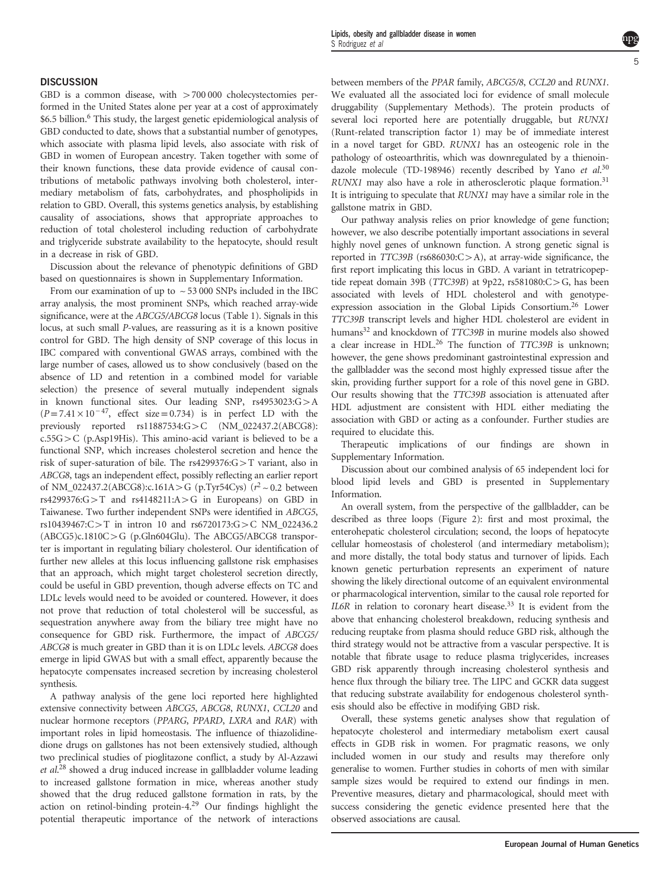## DISCUSSION

GBD is a common disease, with >700 000 cholecystectomies performed in the United States alone per year at a cost of approximately \$6.5 billion.[6] This study, the largest genetic epidemiological analysis of GBD conducted to date, shows that a substantial number of genotypes, which associate with plasma lipid levels, also associate with risk of GBD in women of European ancestry. Taken together with some of their known functions, these data provide evidence of causal contributions of metabolic pathways involving both cholesterol, intermediary metabolism of fats, carbohydrates, and phospholipids in relation to GBD. Overall, this systems genetics analysis, by establishing causality of associations, shows that appropriate approaches to reduction of total cholesterol including reduction of carbohydrate and triglyceride substrate availability to the hepatocyte, should result in a decrease in risk of GBD.

Discussion about the relevance of phenotypic definitions of GBD based on questionnaires is shown in Supplementary Information.

From our examination of up to ~53 000 SNPs included in the IBC array analysis, the most prominent SNPs, which reached array-wide significance, were at the *ABCG5/ABCG8* locus (Table 1). Signals in this locus, at such small *P*-values, are reassuring as it is a known positive control for GBD. The high density of SNP coverage of this locus in IBC compared with conventional GWAS arrays, combined with the large number of cases, allowed us to show conclusively (based on the absence of LD and retention in a combined model for variable selection) the presence of several mutually independent signals in known functional sites. Our leading SNP, rs4953023:G>A ($P=7.41\times10^{-47}$, effect size=0.734) is in perfect LD with the previously reported rs11887534:G>C (NM_022437.2(ABCG8):c.55G>C (p.Asp19His). This amino-acid variant is believed to be a functional SNP, which increases cholesterol secretion and hence the risk of super-saturation of bile. The rs4299376:G>T variant, also in *ABCG8*, tags an independent effect, possibly reflecting an earlier report of NM_022437.2(ABCG8):c.161A>G (p.Tyr54Cys) ($r^2\sim0.2$ between rs4299376:G>T and rs4148211:A>G in Europeans) on GBD in Taiwanese. Two further independent SNPs were identified in *ABCG5*, rs10439467:C>T in intron 10 and rs6720173:G>C NM_022436.2 (ABCG5)c.1810C>G (p.Gln604Glu). The ABCG5/ABCG8 transporter is important in regulating biliary cholesterol. Our identification of further new alleles at this locus influencing gallstone risk emphasises that an approach, which might target cholesterol secretion directly, could be useful in GBD prevention, though adverse effects on TC and LDLc levels would need to be avoided or countered. However, it does not prove that reduction of total cholesterol will be successful, as sequestration anywhere away from the biliary tree might have no consequence for GBD risk. Furthermore, the impact of *ABCG5/ABCG8* is much greater in GBD than it is on LDLc levels. *ABCG8* does emerge in lipid GWAS but with a small effect, apparently because the hepatocyte compensates increased secretion by increasing cholesterol synthesis.

A pathway analysis of the gene loci reported here highlighted extensive connectivity between *ABCG5*, *ABCG8*, *RUNX1*, *CCL20* and nuclear hormone receptors (*PPARG*, *PPARD*, *LXRA* and *RAR*) with important roles in lipid homeostasis. The influence of thiazolidinedione drugs on gallstones has not been extensively studied, although two preclinical studies of pioglitazone conflict, a study by Al-Azzawi *et al.*[28] showed a drug induced increase in gallbladder volume leading to increased gallstone formation in mice, whereas another study showed that the drug reduced gallstone formation in rats, by the action on retinol-binding protein-4.[29] Our findings highlight the potential therapeutic importance of the network of interactions between members of the *PPAR* family, *ABCG5/8*, *CCL20* and *RUNX1*. We evaluated all the associated loci for evidence of small molecule druggability (Supplementary Methods). The protein products of several loci reported here are potentially druggable, but *RUNX1* (Runt-related transcription factor 1) may be of immediate interest in a novel target for GBD. *RUNX1* has an osteogenic role in the pathology of osteoarthritis, which was downregulated by a thienoindazole molecule (TD-198946) recently described by Yano *et al.*[30] *RUNX1* may also have a role in atherosclerotic plaque formation.[31] It is intriguing to speculate that *RUNX1* may have a similar role in the gallstone matrix in GBD.

Our pathway analysis relies on prior knowledge of gene function; however, we also describe potentially important associations in several highly novel genes of unknown function. A strong genetic signal is reported in *TTC39B* (rs686030:C>A), at array-wide significance, the first report implicating this locus in GBD. A variant in tetratricopeptide repeat domain 39B (*TTC39B*) at 9p22, rs581080:C>G, has been associated with levels of HDL cholesterol and with genotype-expression association in the Global Lipids Consortium.[26] Lower *TTC39B* transcript levels and higher HDL cholesterol are evident in humans[32] and knockdown of *TTC39B* in murine models also showed a clear increase in HDL.[26] The function of *TTC39B* is unknown; however, the gene shows predominant gastrointestinal expression and the gallbladder was the second most highly expressed tissue after the skin, providing further support for a role of this novel gene in GBD. Our results showing that the *TTC39B* association is attenuated after HDL adjustment are consistent with HDL either mediating the association with GBD or acting as a confounder. Further studies are required to elucidate this.

Therapeutic implications of our findings are shown in Supplementary Information.

Discussion about our combined analysis of 65 independent loci for blood lipid levels and GBD is presented in Supplementary Information.

An overall system, from the perspective of the gallbladder, can be described as three loops (Figure 2): first and most proximal, the enterohepatic cholesterol circulation; second, the loops of hepatocyte cellular homeostasis of cholesterol (and intermediary metabolism); and more distally, the total body status and turnover of lipids. Each known genetic perturbation represents an experiment of nature showing the likely directional outcome of an equivalent environmental or pharmacological intervention, similar to the causal role reported for *IL6R* in relation to coronary heart disease.[33] It is evident from the above that enhancing cholesterol breakdown, reducing synthesis and reducing reuptake from plasma should reduce GBD risk, although the third strategy would not be attractive from a vascular perspective. It is notable that fibrate usage to reduce plasma triglycerides, increases GBD risk apparently through increasing cholesterol synthesis and hence flux through the biliary tree. The LIPC and GCKR data suggest that reducing substrate availability for endogenous cholesterol synthesis should also be effective in modifying GBD risk.

Overall, these systems genetic analyses show that regulation of hepatocyte cholesterol and intermediary metabolism exert causal effects in GDB risk in women. For pragmatic reasons, we only included women in our study and results may therefore only generalise to women. Further studies in cohorts of men with similar sample sizes would be required to extend our findings in men. Preventive measures, dietary and pharmacological, should meet with success considering the genetic evidence presented here that the observed associations are causal.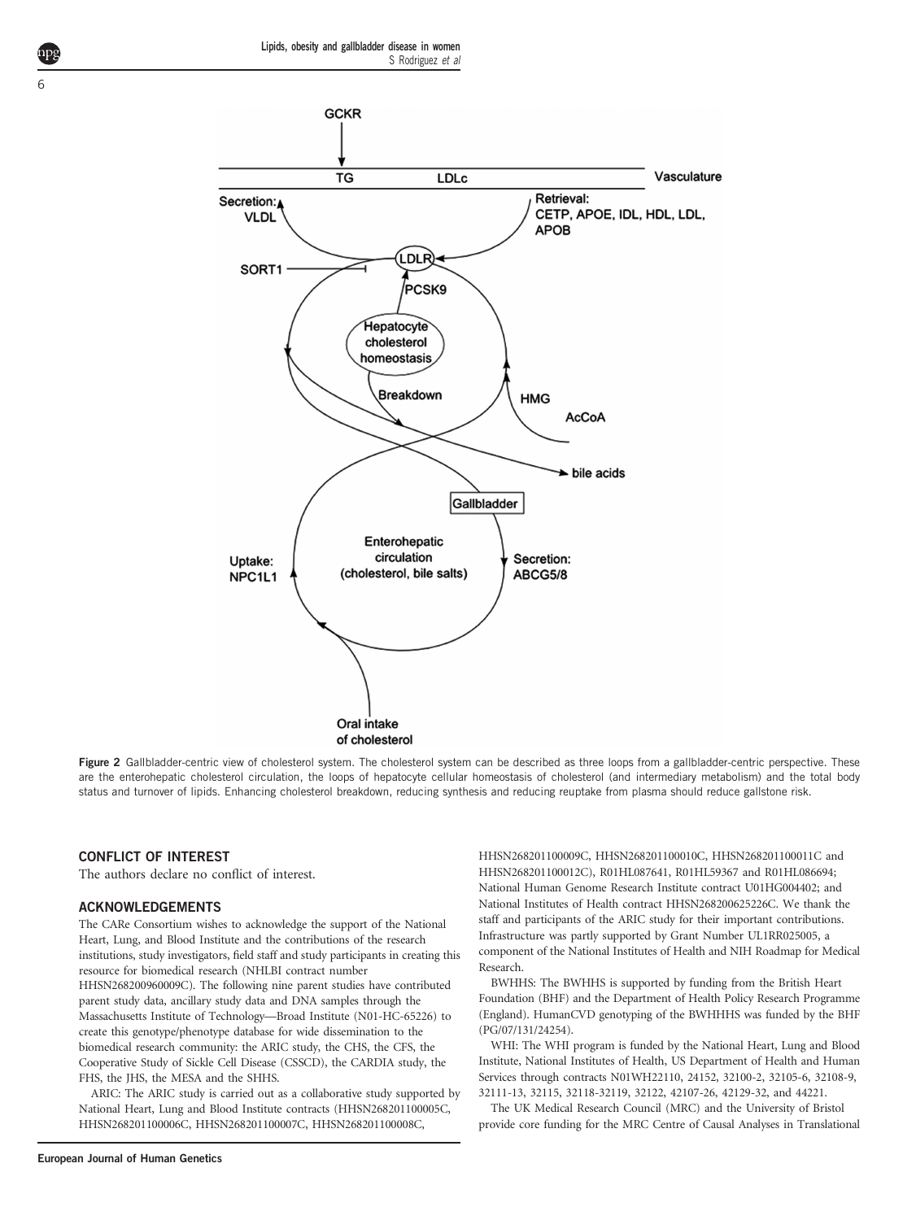**Figure 2** Gallbladder-centric view of cholesterol system. The cholesterol system can be described as three loops from a gallbladder-centric perspective. These are the enterohepatic cholesterol circulation, the loops of hepatocyte cellular homeostasis of cholesterol (and intermediary metabolism) and the total body status and turnover of lipids. Enhancing cholesterol breakdown, reducing synthesis and reducing reuptake from plasma should reduce gallstone risk.

## CONFLICT OF INTEREST

The authors declare no conflict of interest.

## ACKNOWLEDGEMENTS

The CARe Consortium wishes to acknowledge the support of the National Heart, Lung, and Blood Institute and the contributions of the research institutions, study investigators, field staff and study participants in creating this resource for biomedical research (NHLBI contract number HHSN268200960009C). The following nine parent studies have contributed parent study data, ancillary study data and DNA samples through the Massachusetts Institute of Technology—Broad Institute (N01-HC-65226) to create this genotype/phenotype database for wide dissemination to the biomedical research community: the ARIC study, the CHS, the CFS, the Cooperative Study of Sickle Cell Disease (CSSCD), the CARDIA study, the FHS, the JHS, the MESA and the SHHS.

ARIC: The ARIC study is carried out as a collaborative study supported by National Heart, Lung and Blood Institute contracts (HHSN268201100005C, HHSN268201100006C, HHSN268201100007C, HHSN268201100008C, HHSN268201100009C, HHSN268201100010C, HHSN268201100011C and HHSN268201100012C), R01HL087641, R01HL59367 and R01HL086694; National Human Genome Research Institute contract U01HG004402; and National Institutes of Health contract HHSN268200625226C. We thank the staff and participants of the ARIC study for their important contributions. Infrastructure was partly supported by Grant Number UL1RR025005, a component of the National Institutes of Health and NIH Roadmap for Medical Research.

BWHHS: The BWHHS is supported by funding from the British Heart Foundation (BHF) and the Department of Health Policy Research Programme (England). HumanCVD genotyping of the BWHHHS was funded by the BHF (PG/07/131/24254).

WHI: The WHI program is funded by the National Heart, Lung and Blood Institute, National Institutes of Health, US Department of Health and Human Services through contracts N01WH22110, 24152, 32100-2, 32105-6, 32108-9, 32111-13, 32115, 32118-32119, 32122, 42107-26, 42129-32, and 44221.

The UK Medical Research Council (MRC) and the University of Bristol provide core funding for the MRC Centre of Causal Analyses in Translational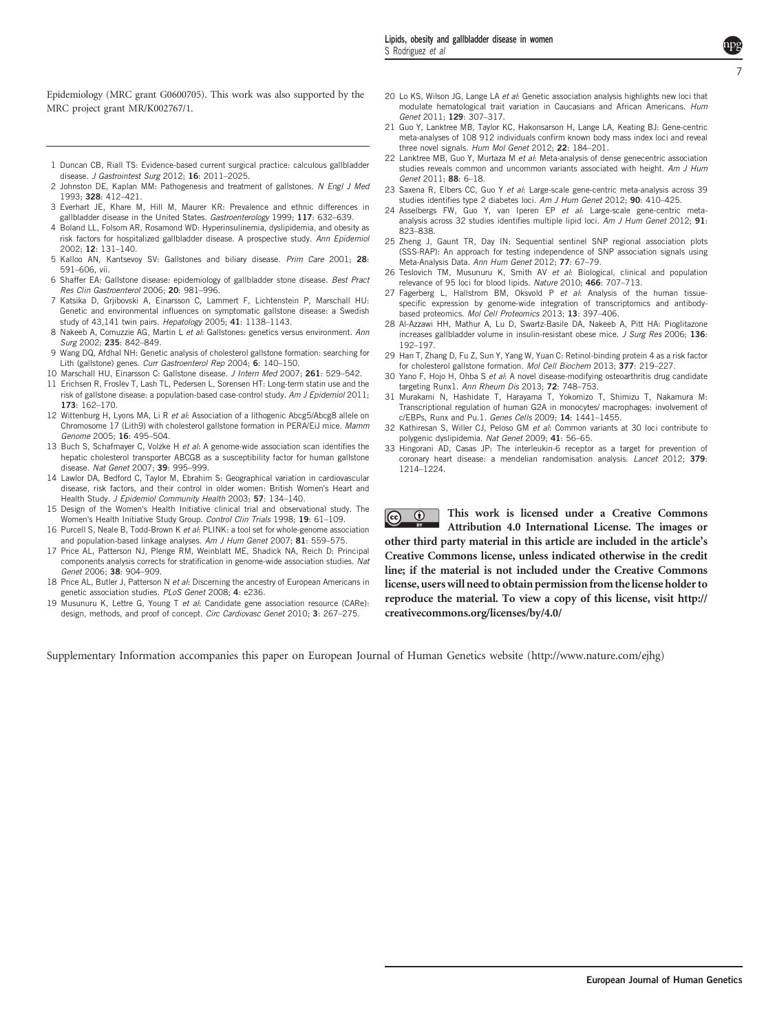Epidemiology (MRC grant G0600705). This work was also supported by the MRC project grant MR/K002767/1.

1. Duncan CB, Riall TS: Evidence-based current surgical practice: calculous gallbladder disease. *J Gastrointest Surg* 2012; **16**: 2011–2025.
2. Johnston DE, Kaplan MM: Pathogenesis and treatment of gallstones. *N Engl J Med* 1993; **328**: 412–421.
3. Everhart JE, Khare M, Hill M, Maurer KR: Prevalence and ethnic differences in gallbladder disease in the United States. *Gastroenterology* 1999; **117**: 632–639.
4. Boland LL, Folsom AR, Rosamond WD: Hyperinsulinemia, dyslipidemia, and obesity as risk factors for hospitalized gallbladder disease. A prospective study. *Ann Epidemiol* 2002; **12**: 131–140.
5. Kalloo AN, Kantsevoy SV: Gallstones and biliary disease. *Prim Care* 2001; **28**: 591–606, vii.
6. Shaffer EA: Gallstone disease: epidemiology of gallbladder stone disease. *Best Pract Res Clin Gastroenterol* 2006; **20**: 981–996.
7. Katsika D, Grjibovski A, Einarsson C, Lammert F, Lichtenstein P, Marschall HU: Genetic and environmental influences on symptomatic gallstone disease: a Swedish study of 43,141 twin pairs. *Hepatology* 2005; **41**: 1138–1143.
8. Nakeeb A, Comuzzie AG, Martin L *et al*: Gallstones: genetics versus environment. *Ann Surg* 2002; **235**: 842–849.
9. Wang DQ, Afdhal NH: Genetic analysis of cholesterol gallstone formation: searching for Lith (gallstone) genes. *Curr Gastroenterol Rep* 2004; **6**: 140–150.
10. Marschall HU, Einarsson C: Gallstone disease. *J Intern Med* 2007; **261**: 529–542.
11. Erichsen R, Froslev T, Lash TL, Pedersen L, Sorensen HT: Long-term statin use and the risk of gallstone disease: a population-based case-control study. *Am J Epidemiol* 2011; **173**: 162–170.
12. Wittenburg H, Lyons MA, Li R *et al*: Association of a lithogenic Abcg5/Abcg8 allele on Chromosome 17 (Lith9) with cholesterol gallstone formation in PERA/EiJ mice. *Mamm Genome* 2005; **16**: 495–504.
13. Buch S, Schafmayer C, Volzke H *et al*: A genome-wide association scan identifies the hepatic cholesterol transporter ABCG8 as a susceptibility factor for human gallstone disease. *Nat Genet* 2007; **39**: 995–999.
14. Lawlor DA, Bedford C, Taylor M, Ebrahim S: Geographical variation in cardiovascular disease, risk factors, and their control in older women: British Women's Heart and Health Study. *J Epidemiol Community Health* 2003; **57**: 134–140.
15. Design of the Women's Health Initiative clinical trial and observational study. The Women's Health Initiative Study Group. *Control Clin Trials* 1998; **19**: 61–109.
16. Purcell S, Neale B, Todd-Brown K *et al*: PLINK: a tool set for whole-genome association and population-based linkage analyses. *Am J Hum Genet* 2007; **81**: 559–575.
17. Price AL, Patterson NJ, Plenge RM, Weinblatt ME, Shadick NA, Reich D: Principal components analysis corrects for stratification in genome-wide association studies. *Nat Genet* 2006; **38**: 904–909.
18. Price AL, Butler J, Patterson N *et al*: Discerning the ancestry of European Americans in genetic association studies. *PLoS Genet* 2008; **4**: e236.
19. Musunuru K, Lettre G, Young T *et al*: Candidate gene association resource (CARe): design, methods, and proof of concept. *Circ Cardiovasc Genet* 2010; **3**: 267–275.
20. Lo KS, Wilson JG, Lange LA *et al*: Genetic association analysis highlights new loci that modulate hematological trait variation in Caucasians and African Americans. *Hum Genet* 2011; **129**: 307–317.
21. Guo Y, Lanktree MB, Taylor KC, Hakonsarson H, Lange LA, Keating BJ: Gene-centric meta-analyses of 108 912 individuals confirm known body mass index loci and reveal three novel signals. *Hum Mol Genet* 2012; **22**: 184–201.
22. Lanktree MB, Guo Y, Murtaza M *et al*: Meta-analysis of dense genecentric association studies reveals common and uncommon variants associated with height. *Am J Hum Genet* 2011; **88**: 6–18.
23. Saxena R, Elbers CC, Guo Y *et al*: Large-scale gene-centric meta-analysis across 39 studies identifies type 2 diabetes loci. *Am J Hum Genet* 2012; **90**: 410–425.
24. Asselbergs FW, Guo Y, van Iperen EP *et al*: Large-scale gene-centric meta-analysis across 32 studies identifies multiple lipid loci. *Am J Hum Genet* 2012; **91**: 823–838.
25. Zheng J, Gaunt TR, Day IN: Sequential sentinel SNP regional association plots (SSS-RAP): An approach for testing independence of SNP association signals using Meta-Analysis Data. *Ann Hum Genet* 2012; **77**: 67–79.
26. Teslovich TM, Musunuru K, Smith AV *et al*: Biological, clinical and population relevance of 95 loci for blood lipids. *Nature* 2010; **466**: 707–713.
27. Fagerberg L, Hallstrom BM, Oksvold P *et al*: Analysis of the human tissue-specific expression by genome-wide integration of transcriptomics and antibody-based proteomics. *Mol Cell Proteomics* 2013; **13**: 397–406.
28. Al-Azzawi HH, Mathur A, Lu D, Swartz-Basile DA, Nakeeb A, Pitt HA: Pioglitazone increases gallbladder volume in insulin-resistant obese mice. *J Surg Res* 2006; **136**: 192–197.
29. Han T, Zhang D, Fu Z, Sun Y, Yang W, Yuan C: Retinol-binding protein 4 as a risk factor for cholesterol gallstone formation. *Mol Cell Biochem* 2013; **377**: 219–227.
30. Yano F, Hojo H, Ohba S *et al*: A novel disease-modifying osteoarthritis drug candidate targeting Runx1. *Ann Rheum Dis* 2013; **72**: 748–753.
31. Murakami N, Hashidate T, Harayama T, Yokomizo T, Shimizu T, Nakamura M: Transcriptional regulation of human G2A in monocytes/ macrophages: involvement of c/EBPs, Runx and Pu.1. *Genes Cells* 2009; **14**: 1441–1455.
32. Kathiresan S, Willer CJ, Peloso GM *et al*: Common variants at 30 loci contribute to polygenic dyslipidemia. *Nat Genet* 2009; **41**: 56–65.
33. Hingorani AD, Casas JP: The interleukin-6 receptor as a target for prevention of coronary heart disease: a mendelian randomisation analysis. *Lancet* 2012; **379**: 1214–1224.

**This work is licensed under a Creative Commons Attribution 4.0 International License. The images or other third party material in this article are included in the article's Creative Commons license, unless indicated otherwise in the credit line; if the material is not included under the Creative Commons license, users will need to obtain permission from the license holder to reproduce the material. To view a copy of this license, visit http://creativecommons.org/licenses/by/4.0/**

Supplementary Information accompanies this paper on European Journal of Human Genetics website (http://www.nature.com/ejhg)